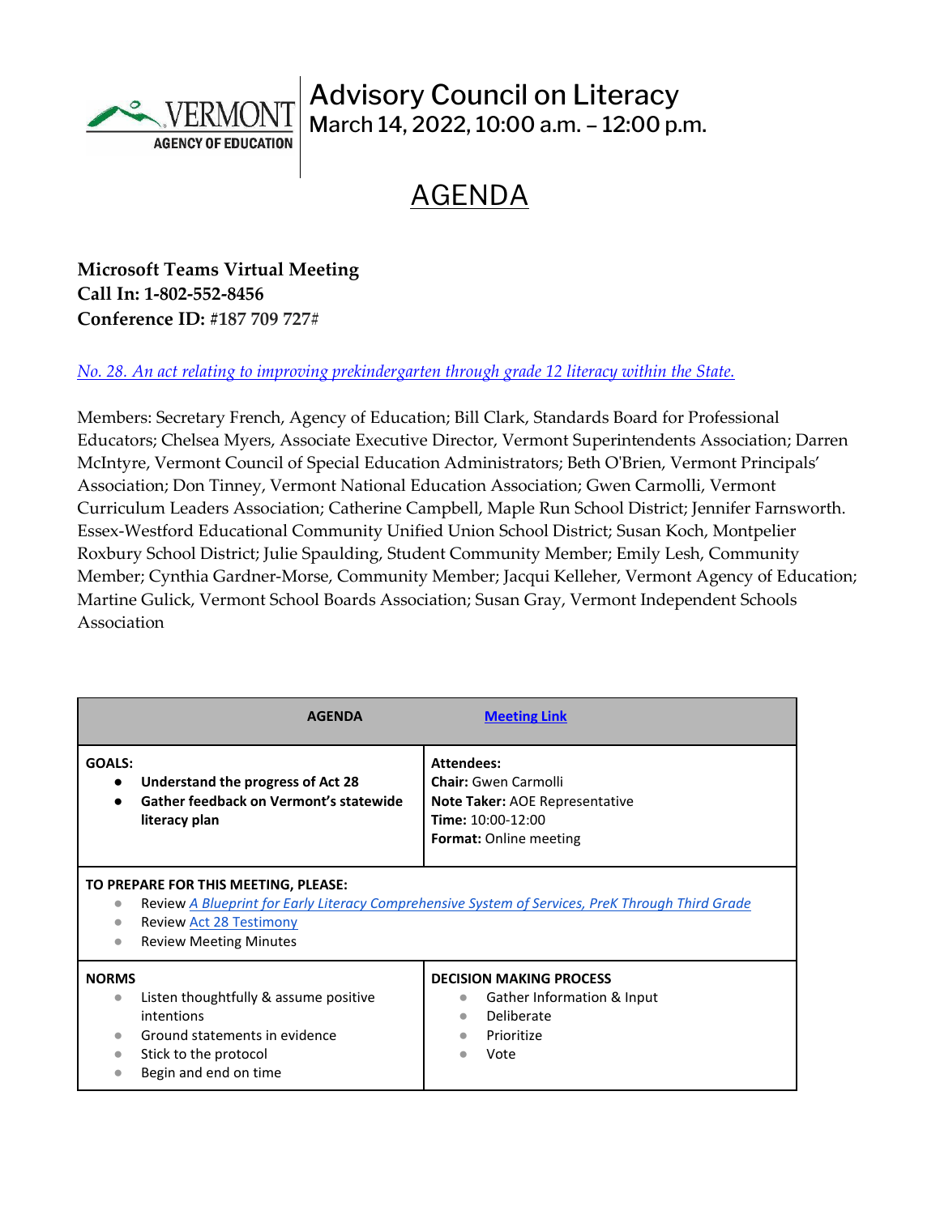# Advisory Council on Literacy

March 14, 2022, 10:00 a.m. – 12:00 p.m.

## AGENDA

**Microsoft Teams Virtual Meeting**
**Call In: 1-802-552-8456**
**Conference ID:** #187 709 727#

*No. 28. An act relating to improving prekindergarten through grade 12 literacy within the State.*

Members: Secretary French, Agency of Education; Bill Clark, Standards Board for Professional Educators; Chelsea Myers, Associate Executive Director, Vermont Superintendents Association; Darren McIntyre, Vermont Council of Special Education Administrators; Beth O'Brien, Vermont Principals' Association; Don Tinney, Vermont National Education Association; Gwen Carmolli, Vermont Curriculum Leaders Association; Catherine Campbell, Maple Run School District; Jennifer Farnsworth. Essex-Westford Educational Community Unified Union School District; Susan Koch, Montpelier Roxbury School District; Julie Spaulding, Student Community Member; Emily Lesh, Community Member; Cynthia Gardner-Morse, Community Member; Jacqui Kelleher, Vermont Agency of Education; Martine Gulick, Vermont School Boards Association; Susan Gray, Vermont Independent Schools Association

| AGENDA | Meeting Link |
|---|---|
| **GOALS:**<br>• **Understand the progress of Act 28**<br>• **Gather feedback on Vermont's statewide literacy plan** | **Attendees:**<br>**Chair:** Gwen Carmolli<br>**Note Taker:** AOE Representative<br>**Time:** 10:00-12:00<br>**Format:** Online meeting |
| **TO PREPARE FOR THIS MEETING, PLEASE:**<br>• Review *A Blueprint for Early Literacy Comprehensive System of Services, PreK Through Third Grade*<br>• Review Act 28 Testimony<br>• Review Meeting Minutes | |
| **NORMS**<br>• Listen thoughtfully & assume positive intentions<br>• Ground statements in evidence<br>• Stick to the protocol<br>• Begin and end on time | **DECISION MAKING PROCESS**<br>• Gather Information & Input<br>• Deliberate<br>• Prioritize<br>• Vote |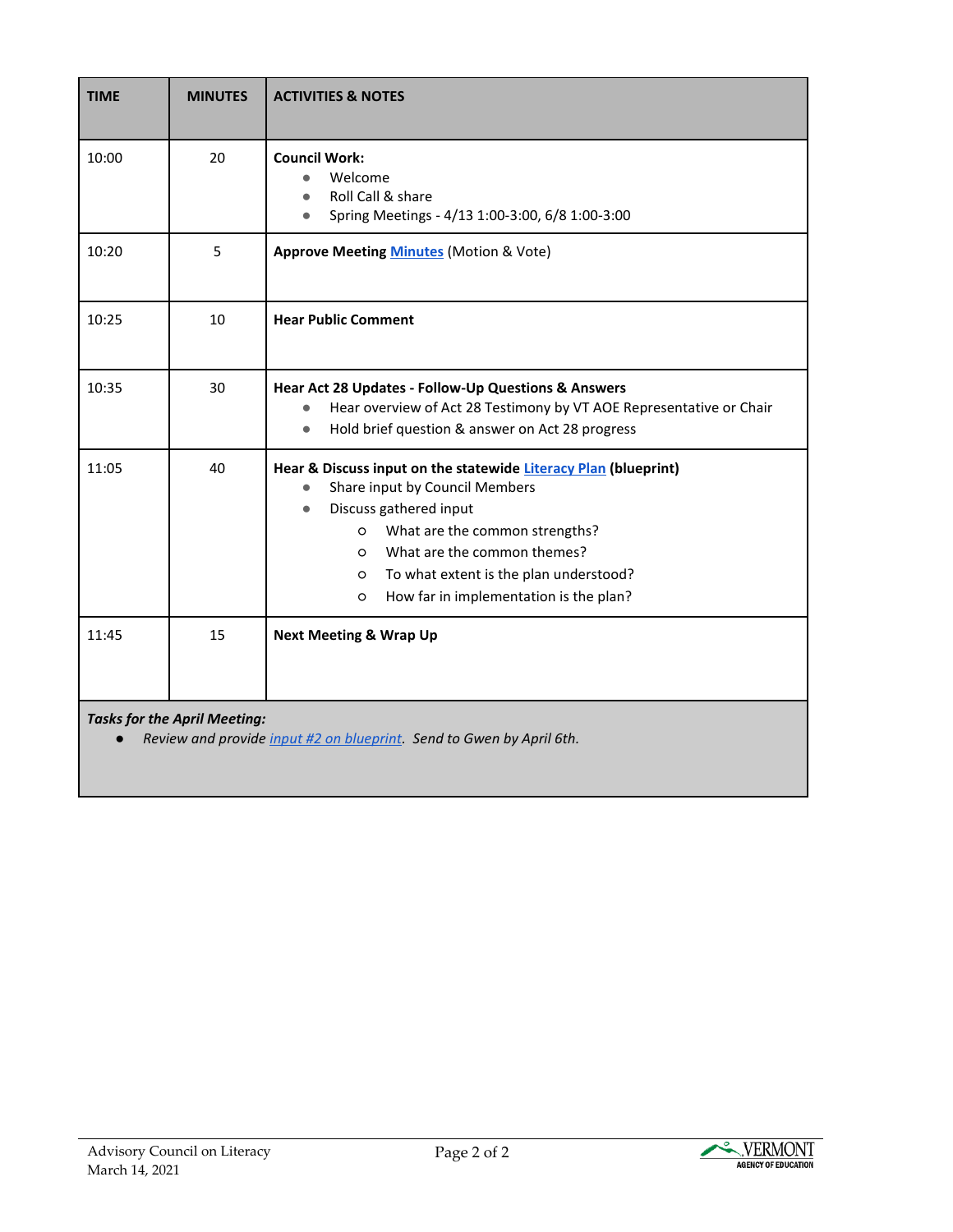| TIME | MINUTES | ACTIVITIES & NOTES |
|---|---|---|
| 10:00 | 20 | **Council Work:**<br>• Welcome<br>• Roll Call & share<br>• Spring Meetings - 4/13 1:00-3:00, 6/8 1:00-3:00 |
| 10:20 | 5 | **Approve Meeting Minutes** (Motion & Vote) |
| 10:25 | 10 | **Hear Public Comment** |
| 10:35 | 30 | **Hear Act 28 Updates - Follow-Up Questions & Answers**<br>• Hear overview of Act 28 Testimony by VT AOE Representative or Chair<br>• Hold brief question & answer on Act 28 progress |
| 11:05 | 40 | **Hear & Discuss input on the statewide Literacy Plan (blueprint)**<br>• Share input by Council Members<br>• Discuss gathered input<br>  ○ What are the common strengths?<br>  ○ What are the common themes?<br>  ○ To what extent is the plan understood?<br>  ○ How far in implementation is the plan? |
| 11:45 | 15 | **Next Meeting & Wrap Up** |

***Tasks for the April Meeting:***

- *Review and provide input #2 on blueprint. Send to Gwen by April 6th.*